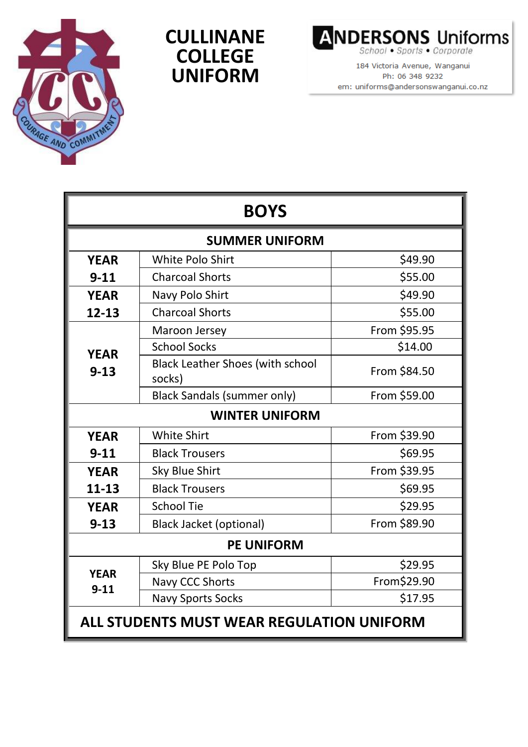# CULLINANE COLLEGE UNIFORM

**ANDERSONS Uniforms**
School • Sports • Corporate

184 Victoria Avenue, Wanganui
Ph: 06 348 9232
em: uniforms@andersonswanganui.co.nz

| BOYS | | |
|---|---|---|
| **SUMMER UNIFORM** | | |
| **YEAR 9-11** | White Polo Shirt | $49.90 |
| | Charcoal Shorts | $55.00 |
| **YEAR 12-13** | Navy Polo Shirt | $49.90 |
| | Charcoal Shorts | $55.00 |
| **YEAR 9-13** | Maroon Jersey | From $95.95 |
| | School Socks | $14.00 |
| | Black Leather Shoes (with school socks) | From $84.50 |
| | Black Sandals (summer only) | From $59.00 |
| **WINTER UNIFORM** | | |
| **YEAR 9-11** | White Shirt | From $39.90 |
| | Black Trousers | $69.95 |
| **YEAR 11-13** | Sky Blue Shirt | From $39.95 |
| | Black Trousers | $69.95 |
| **YEAR 9-13** | School Tie | $29.95 |
| | Black Jacket (optional) | From $89.90 |
| **PE UNIFORM** | | |
| **YEAR 9-11** | Sky Blue PE Polo Top | $29.95 |
| | Navy CCC Shorts | From$29.90 |
| | Navy Sports Socks | $17.95 |

**ALL STUDENTS MUST WEAR REGULATION UNIFORM**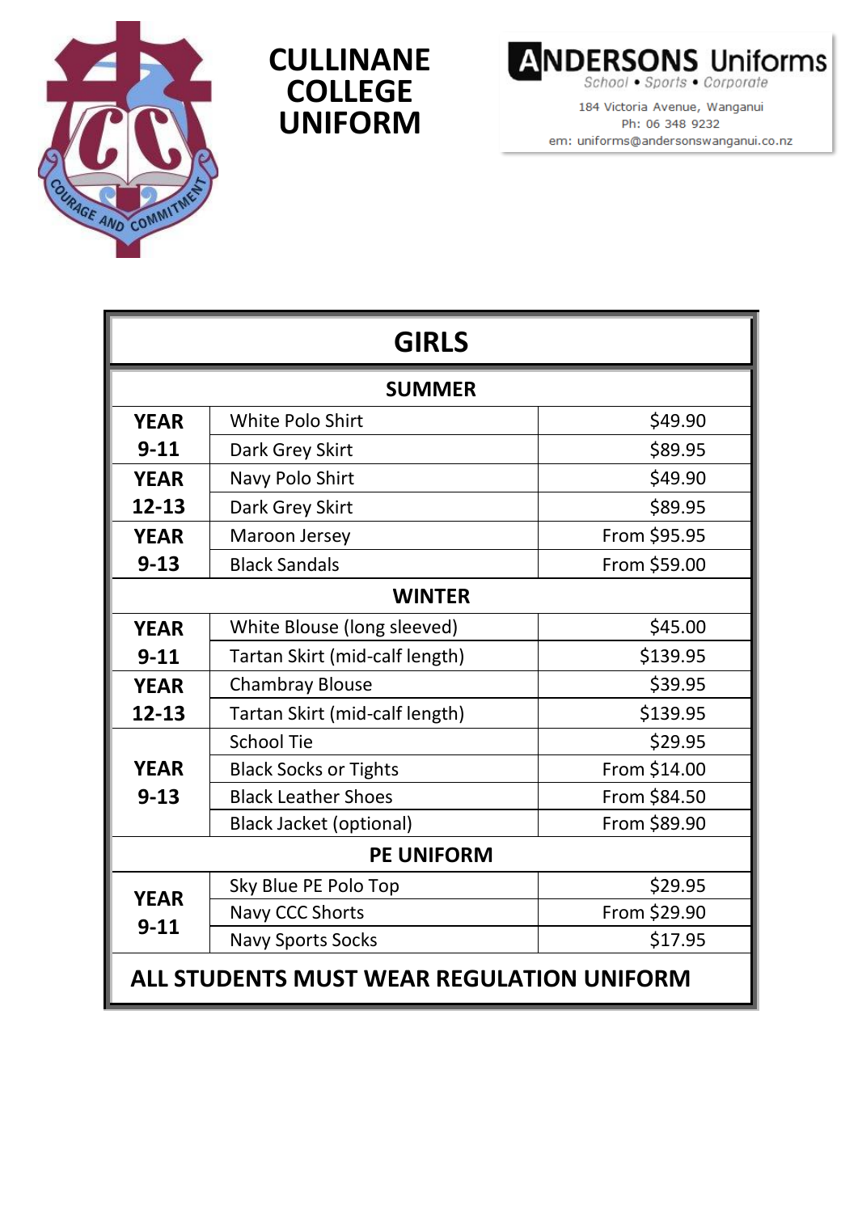# CULLINANE COLLEGE UNIFORM

**ANDERSONS Uniforms**
School • Sports • Corporate
184 Victoria Avenue, Wanganui
Ph: 06 348 9232
em: uniforms@andersonswanganui.co.nz

## GIRLS

| | | |
|---|---|---|
| **SUMMER** | | |
| **YEAR 9-11** | White Polo Shirt | $49.90 |
| | Dark Grey Skirt | $89.95 |
| **YEAR 12-13** | Navy Polo Shirt | $49.90 |
| | Dark Grey Skirt | $89.95 |
| **YEAR 9-13** | Maroon Jersey | From $95.95 |
| | Black Sandals | From $59.00 |
| **WINTER** | | |
| **YEAR 9-11** | White Blouse (long sleeved) | $45.00 |
| | Tartan Skirt (mid-calf length) | $139.95 |
| **YEAR 12-13** | Chambray Blouse | $39.95 |
| | Tartan Skirt (mid-calf length) | $139.95 |
| **YEAR 9-13** | School Tie | $29.95 |
| | Black Socks or Tights | From $14.00 |
| | Black Leather Shoes | From $84.50 |
| | Black Jacket (optional) | From $89.90 |
| **PE UNIFORM** | | |
| **YEAR 9-11** | Sky Blue PE Polo Top | $29.95 |
| | Navy CCC Shorts | From $29.90 |
| | Navy Sports Socks | $17.95 |

**ALL STUDENTS MUST WEAR REGULATION UNIFORM**